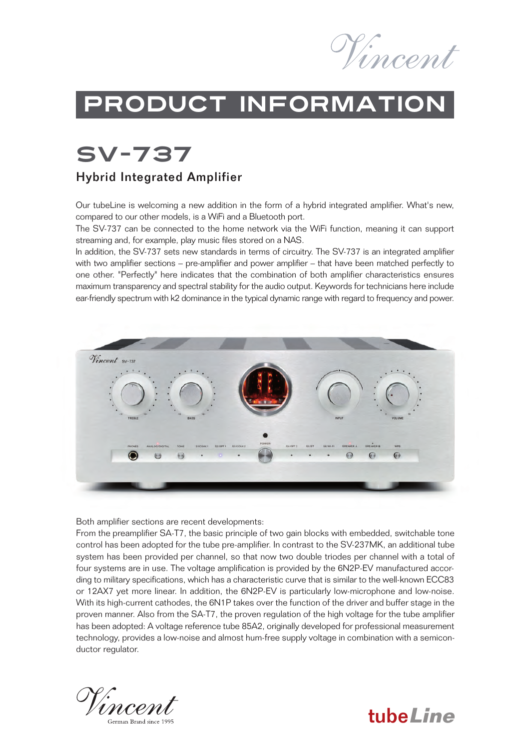# PRODUCT INFORMATION

## SV-737

### Hybrid Integrated Amplifier

Our tubeLine is welcoming a new addition in the form of a hybrid integrated amplifier. What's new, compared to our other models, is a WiFi and a Bluetooth port.
The SV-737 can be connected to the home network via the WiFi function, meaning it can support streaming and, for example, play music files stored on a NAS.
In addition, the SV-737 sets new standards in terms of circuitry. The SV-737 is an integrated amplifier with two amplifier sections – pre-amplifier and power amplifier – that have been matched perfectly to one other. "Perfectly" here indicates that the combination of both amplifier characteristics ensures maximum transparency and spectral stability for the audio output. Keywords for technicians here include ear-friendly spectrum with k2 dominance in the typical dynamic range with regard to frequency and power.

Both amplifier sections are recent developments:
From the preamplifier SA-T7, the basic principle of two gain blocks with embedded, switchable tone control has been adopted for the tube pre-amplifier. In contrast to the SV-237MK, an additional tube system has been provided per channel, so that now two double triodes per channel with a total of four systems are in use. The voltage amplification is provided by the 6N2P-EV manufactured according to military specifications, which has a characteristic curve that is similar to the well-known ECC83 or 12AX7 yet more linear. In addition, the 6N2P-EV is particularly low-microphone and low-noise. With its high-current cathodes, the 6N1P takes over the function of the driver and buffer stage in the proven manner. Also from the SA-T7, the proven regulation of the high voltage for the tube amplifier has been adopted: A voltage reference tube 85A2, originally developed for professional measurement technology, provides a low-noise and almost hum-free supply voltage in combination with a semiconductor regulator.

Vincent German Brand since 1995

tubeLine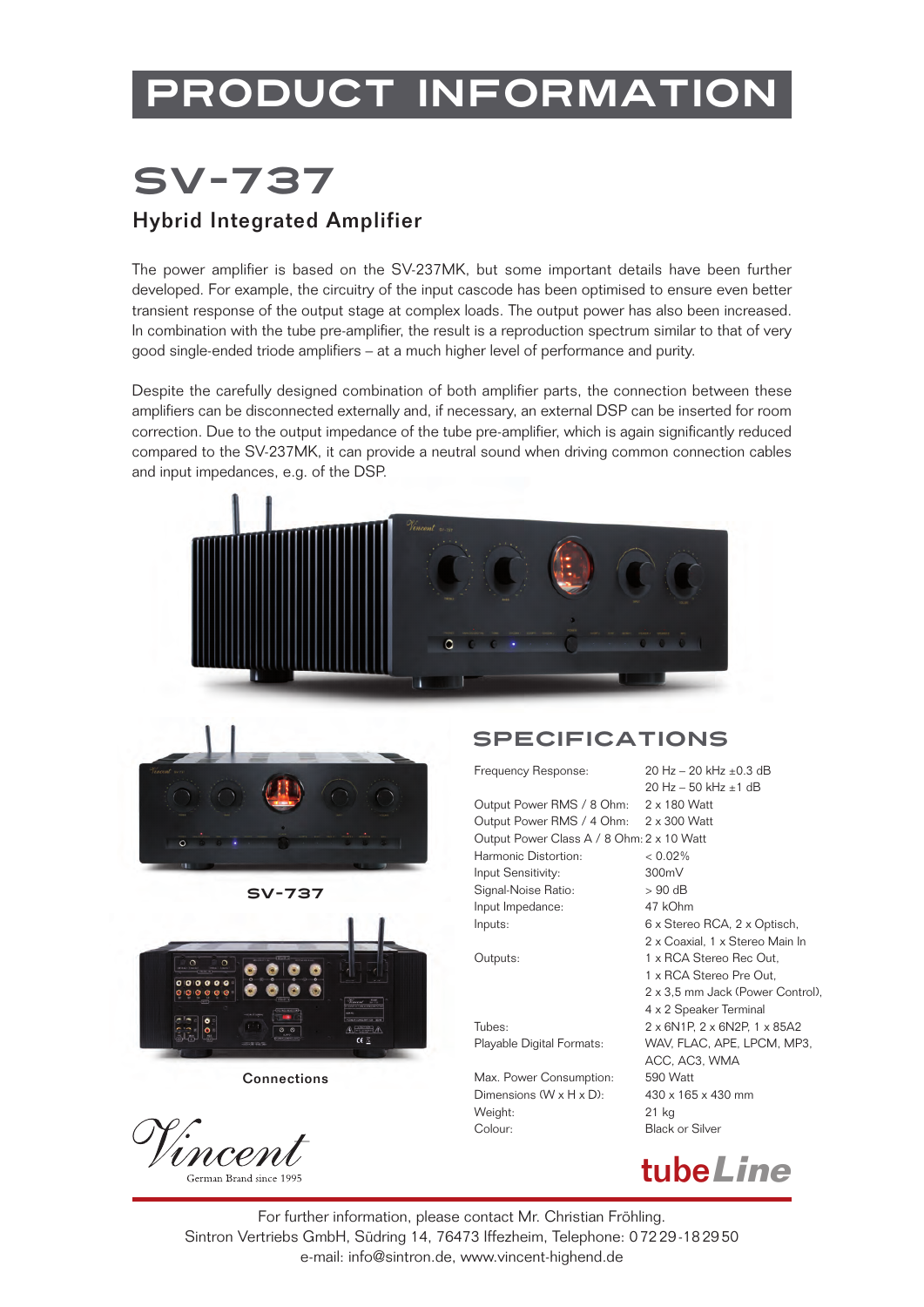# PRODUCT INFORMATION

# SV-737

## Hybrid Integrated Amplifier

The power amplifier is based on the SV-237MK, but some important details have been further developed. For example, the circuitry of the input cascode has been optimised to ensure even better transient response of the output stage at complex loads. The output power has also been increased. In combination with the tube pre-amplifier, the result is a reproduction spectrum similar to that of very good single-ended triode amplifiers – at a much higher level of performance and purity.

Despite the carefully designed combination of both amplifier parts, the connection between these amplifiers can be disconnected externally and, if necessary, an external DSP can be inserted for room correction. Due to the output impedance of the tube pre-amplifier, which is again significantly reduced compared to the SV-237MK, it can provide a neutral sound when driving common connection cables and input impedances, e.g. of the DSP.

SV-737

Connections

## SPECIFICATIONS

| | |
|---|---|
| Frequency Response: | 20 Hz – 20 kHz ±0.3 dB<br>20 Hz – 50 kHz ±1 dB |
| Output Power RMS / 8 Ohm: | 2 x 180 Watt |
| Output Power RMS / 4 Ohm: | 2 x 300 Watt |
| Output Power Class A / 8 Ohm: | 2 x 10 Watt |
| Harmonic Distortion: | < 0.02% |
| Input Sensitivity: | 300mV |
| Signal-Noise Ratio: | > 90 dB |
| Input Impedance: | 47 kOhm |
| Inputs: | 6 x Stereo RCA, 2 x Optisch, 2 x Coaxial, 1 x Stereo Main In |
| Outputs: | 1 x RCA Stereo Rec Out, 1 x RCA Stereo Pre Out, 2 x 3,5 mm Jack (Power Control), 4 x 2 Speaker Terminal |
| Tubes: | 2 x 6N1P, 2 x 6N2P, 1 x 85A2 |
| Playable Digital Formats: | WAV, FLAC, APE, LPCM, MP3, ACC, AC3, WMA |
| Max. Power Consumption: | 590 Watt |
| Dimensions (W x H x D): | 430 x 165 x 430 mm |
| Weight: | 21 kg |
| Colour: | Black or Silver |

Vincent
German Brand since 1995

tubeLine

For further information, please contact Mr. Christian Fröhling.
Sintron Vertriebs GmbH, Südring 14, 76473 Iffezheim, Telephone: 07229-182950
e-mail: info@sintron.de, www.vincent-highend.de